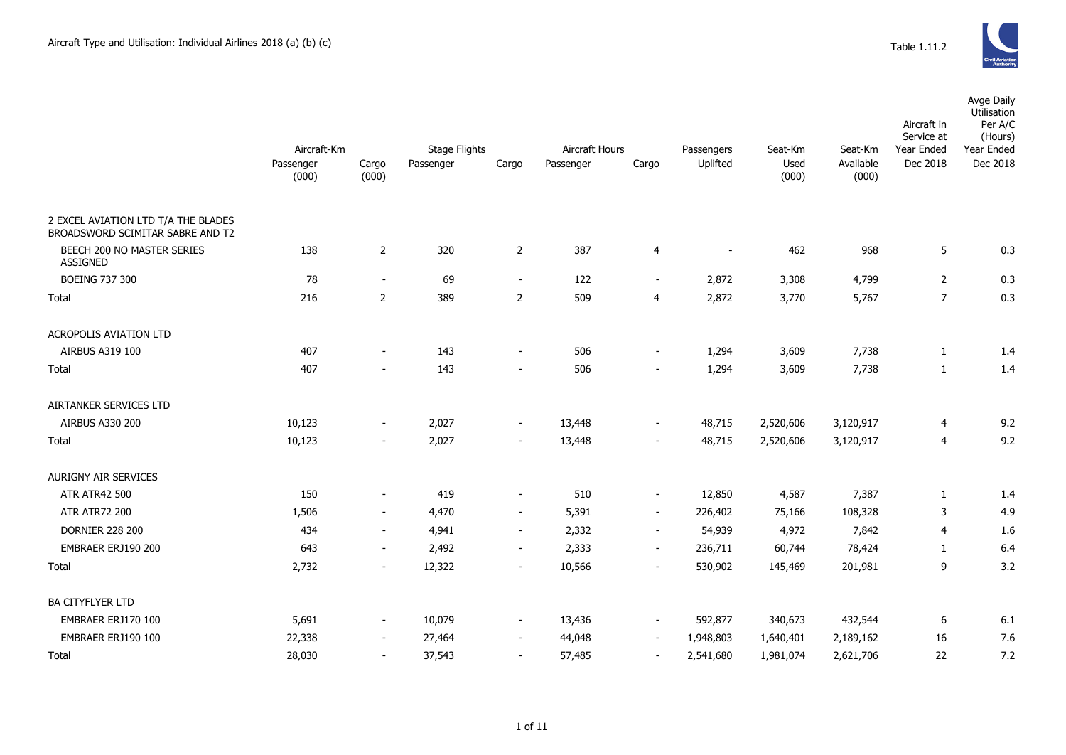# Aircraft Type and Utilisation: Individual Airlines 2018 (a) (b) (c)

Table 1.11.2

| | Aircraft-Km | | Stage Flights | | Aircraft Hours | | Passengers | Seat-Km | Seat-Km | Aircraft in Service at Year Ended | Avge Daily Utilisation Per A/C (Hours) Year Ended |
|---|---|---|---|---|---|---|---|---|---|---|---|
| | Passenger (000) | Cargo (000) | Passenger | Cargo | Passenger | Cargo | Uplifted | Used (000) | Available (000) | Dec 2018 | Dec 2018 |
| **2 EXCEL AVIATION LTD T/A THE BLADES BROADSWORD SCIMITAR SABRE AND T2** | | | | | | | | | | | |
| BEECH 200 NO MASTER SERIES ASSIGNED | 138 | 2 | 320 | 2 | 387 | 4 | - | 462 | 968 | 5 | 0.3 |
| BOEING 737 300 | 78 | - | 69 | - | 122 | - | 2,872 | 3,308 | 4,799 | 2 | 0.3 |
| Total | 216 | 2 | 389 | 2 | 509 | 4 | 2,872 | 3,770 | 5,767 | 7 | 0.3 |
| **ACROPOLIS AVIATION LTD** | | | | | | | | | | | |
| AIRBUS A319 100 | 407 | - | 143 | - | 506 | - | 1,294 | 3,609 | 7,738 | 1 | 1.4 |
| Total | 407 | - | 143 | - | 506 | - | 1,294 | 3,609 | 7,738 | 1 | 1.4 |
| **AIRTANKER SERVICES LTD** | | | | | | | | | | | |
| AIRBUS A330 200 | 10,123 | - | 2,027 | - | 13,448 | - | 48,715 | 2,520,606 | 3,120,917 | 4 | 9.2 |
| Total | 10,123 | - | 2,027 | - | 13,448 | - | 48,715 | 2,520,606 | 3,120,917 | 4 | 9.2 |
| **AURIGNY AIR SERVICES** | | | | | | | | | | | |
| ATR ATR42 500 | 150 | - | 419 | - | 510 | - | 12,850 | 4,587 | 7,387 | 1 | 1.4 |
| ATR ATR72 200 | 1,506 | - | 4,470 | - | 5,391 | - | 226,402 | 75,166 | 108,328 | 3 | 4.9 |
| DORNIER 228 200 | 434 | - | 4,941 | - | 2,332 | - | 54,939 | 4,972 | 7,842 | 4 | 1.6 |
| EMBRAER ERJ190 200 | 643 | - | 2,492 | - | 2,333 | - | 236,711 | 60,744 | 78,424 | 1 | 6.4 |
| Total | 2,732 | - | 12,322 | - | 10,566 | - | 530,902 | 145,469 | 201,981 | 9 | 3.2 |
| **BA CITYFLYER LTD** | | | | | | | | | | | |
| EMBRAER ERJ170 100 | 5,691 | - | 10,079 | - | 13,436 | - | 592,877 | 340,673 | 432,544 | 6 | 6.1 |
| EMBRAER ERJ190 100 | 22,338 | - | 27,464 | - | 44,048 | - | 1,948,803 | 1,640,401 | 2,189,162 | 16 | 7.6 |
| Total | 28,030 | - | 37,543 | - | 57,485 | - | 2,541,680 | 1,981,074 | 2,621,706 | 22 | 7.2 |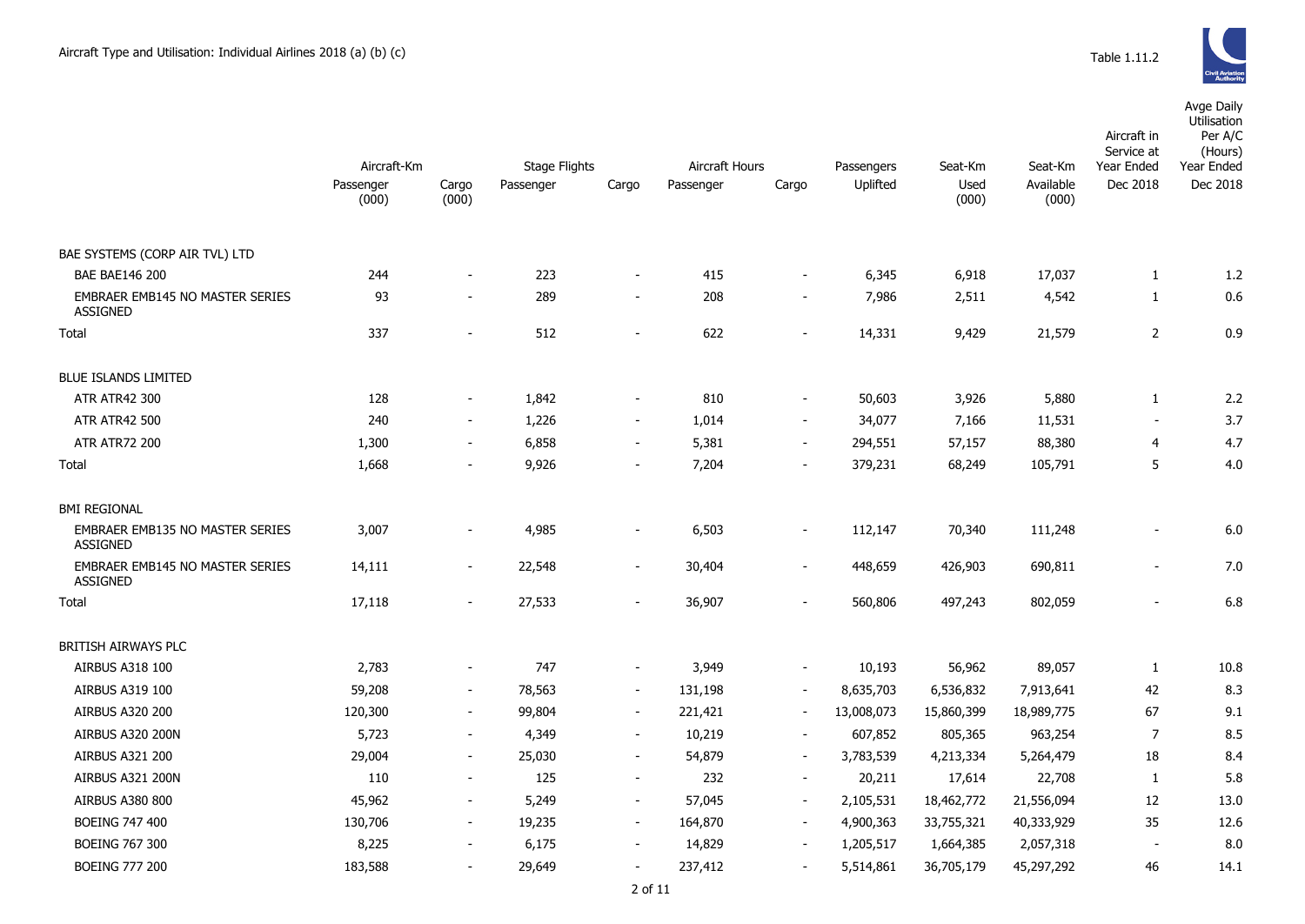Aircraft Type and Utilisation: Individual Airlines 2018 (a) (b) (c)

Table 1.11.2

| | Aircraft-Km | | Stage Flights | | Aircraft Hours | | Passengers | Seat-Km | Seat-Km | Aircraft in Service at Year Ended | Avge Daily Utilisation Per A/C (Hours) Year Ended |
|---|---|---|---|---|---|---|---|---|---|---|---|
| | Passenger (000) | Cargo (000) | Passenger | Cargo | Passenger | Cargo | Uplifted | Used (000) | Available (000) | Dec 2018 | Dec 2018 |
| BAE SYSTEMS (CORP AIR TVL) LTD | | | | | | | | | | | |
| BAE BAE146 200 | 244 | - | 223 | - | 415 | - | 6,345 | 6,918 | 17,037 | 1 | 1.2 |
| EMBRAER EMB145 NO MASTER SERIES ASSIGNED | 93 | - | 289 | - | 208 | - | 7,986 | 2,511 | 4,542 | 1 | 0.6 |
| Total | 337 | - | 512 | - | 622 | - | 14,331 | 9,429 | 21,579 | 2 | 0.9 |
| BLUE ISLANDS LIMITED | | | | | | | | | | | |
| ATR ATR42 300 | 128 | - | 1,842 | - | 810 | - | 50,603 | 3,926 | 5,880 | 1 | 2.2 |
| ATR ATR42 500 | 240 | - | 1,226 | - | 1,014 | - | 34,077 | 7,166 | 11,531 | - | 3.7 |
| ATR ATR72 200 | 1,300 | - | 6,858 | - | 5,381 | - | 294,551 | 57,157 | 88,380 | 4 | 4.7 |
| Total | 1,668 | - | 9,926 | - | 7,204 | - | 379,231 | 68,249 | 105,791 | 5 | 4.0 |
| BMI REGIONAL | | | | | | | | | | | |
| EMBRAER EMB135 NO MASTER SERIES ASSIGNED | 3,007 | - | 4,985 | - | 6,503 | - | 112,147 | 70,340 | 111,248 | - | 6.0 |
| EMBRAER EMB145 NO MASTER SERIES ASSIGNED | 14,111 | - | 22,548 | - | 30,404 | - | 448,659 | 426,903 | 690,811 | - | 7.0 |
| Total | 17,118 | - | 27,533 | - | 36,907 | - | 560,806 | 497,243 | 802,059 | - | 6.8 |
| BRITISH AIRWAYS PLC | | | | | | | | | | | |
| AIRBUS A318 100 | 2,783 | - | 747 | - | 3,949 | - | 10,193 | 56,962 | 89,057 | 1 | 10.8 |
| AIRBUS A319 100 | 59,208 | - | 78,563 | - | 131,198 | - | 8,635,703 | 6,536,832 | 7,913,641 | 42 | 8.3 |
| AIRBUS A320 200 | 120,300 | - | 99,804 | - | 221,421 | - | 13,008,073 | 15,860,399 | 18,989,775 | 67 | 9.1 |
| AIRBUS A320 200N | 5,723 | - | 4,349 | - | 10,219 | - | 607,852 | 805,365 | 963,254 | 7 | 8.5 |
| AIRBUS A321 200 | 29,004 | - | 25,030 | - | 54,879 | - | 3,783,539 | 4,213,334 | 5,264,479 | 18 | 8.4 |
| AIRBUS A321 200N | 110 | - | 125 | - | 232 | - | 20,211 | 17,614 | 22,708 | 1 | 5.8 |
| AIRBUS A380 800 | 45,962 | - | 5,249 | - | 57,045 | - | 2,105,531 | 18,462,772 | 21,556,094 | 12 | 13.0 |
| BOEING 747 400 | 130,706 | - | 19,235 | - | 164,870 | - | 4,900,363 | 33,755,321 | 40,333,929 | 35 | 12.6 |
| BOEING 767 300 | 8,225 | - | 6,175 | - | 14,829 | - | 1,205,517 | 1,664,385 | 2,057,318 | - | 8.0 |
| BOEING 777 200 | 183,588 | - | 29,649 | - | 237,412 | - | 5,514,861 | 36,705,179 | 45,297,292 | 46 | 14.1 |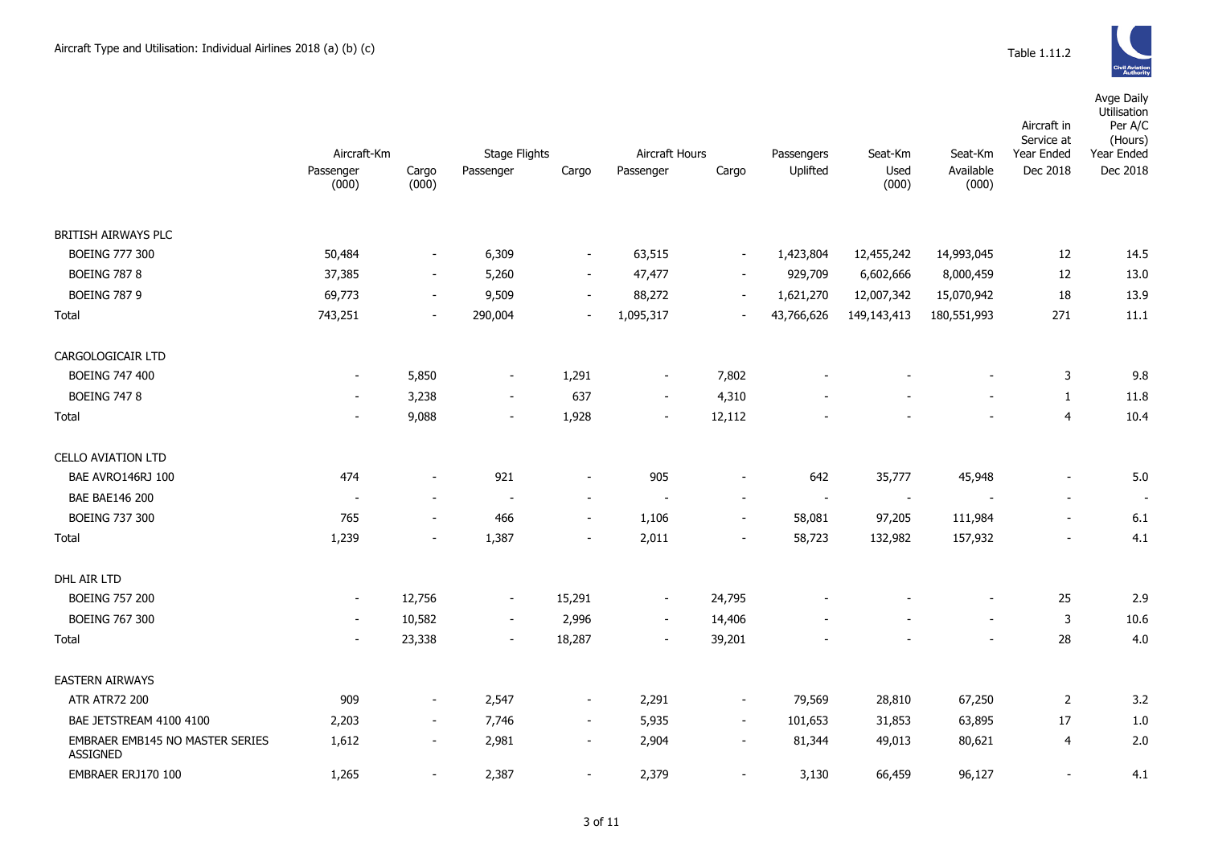Aircraft Type and Utilisation: Individual Airlines 2018 (a) (b) (c)

Table 1.11.2

| | Aircraft-Km | | Stage Flights | | Aircraft Hours | | Passengers | Seat-Km | Seat-Km | Aircraft in Service at Year Ended | Avge Daily Utilisation Per A/C (Hours) Year Ended |
|---|---|---|---|---|---|---|---|---|---|---|---|
| | Passenger (000) | Cargo (000) | Passenger | Cargo | Passenger | Cargo | Uplifted | Used (000) | Available (000) | Dec 2018 | Dec 2018 |
| BRITISH AIRWAYS PLC | | | | | | | | | | | |
| BOEING 777 300 | 50,484 | - | 6,309 | - | 63,515 | - | 1,423,804 | 12,455,242 | 14,993,045 | 12 | 14.5 |
| BOEING 787 8 | 37,385 | - | 5,260 | - | 47,477 | - | 929,709 | 6,602,666 | 8,000,459 | 12 | 13.0 |
| BOEING 787 9 | 69,773 | - | 9,509 | - | 88,272 | - | 1,621,270 | 12,007,342 | 15,070,942 | 18 | 13.9 |
| Total | 743,251 | - | 290,004 | - | 1,095,317 | - | 43,766,626 | 149,143,413 | 180,551,993 | 271 | 11.1 |
| CARGOLOGICAIR LTD | | | | | | | | | | | |
| BOEING 747 400 | - | 5,850 | - | 1,291 | - | 7,802 | - | - | - | 3 | 9.8 |
| BOEING 747 8 | - | 3,238 | - | 637 | - | 4,310 | - | - | - | 1 | 11.8 |
| Total | - | 9,088 | - | 1,928 | - | 12,112 | - | - | - | 4 | 10.4 |
| CELLO AVIATION LTD | | | | | | | | | | | |
| BAE AVRO146RJ 100 | 474 | - | 921 | - | 905 | - | 642 | 35,777 | 45,948 | - | 5.0 |
| BAE BAE146 200 | - | - | - | - | - | - | - | - | - | - | - |
| BOEING 737 300 | 765 | - | 466 | - | 1,106 | - | 58,081 | 97,205 | 111,984 | - | 6.1 |
| Total | 1,239 | - | 1,387 | - | 2,011 | - | 58,723 | 132,982 | 157,932 | - | 4.1 |
| DHL AIR LTD | | | | | | | | | | | |
| BOEING 757 200 | - | 12,756 | - | 15,291 | - | 24,795 | - | - | - | 25 | 2.9 |
| BOEING 767 300 | - | 10,582 | - | 2,996 | - | 14,406 | - | - | - | 3 | 10.6 |
| Total | - | 23,338 | - | 18,287 | - | 39,201 | - | - | - | 28 | 4.0 |
| EASTERN AIRWAYS | | | | | | | | | | | |
| ATR ATR72 200 | 909 | - | 2,547 | - | 2,291 | - | 79,569 | 28,810 | 67,250 | 2 | 3.2 |
| BAE JETSTREAM 4100 4100 | 2,203 | - | 7,746 | - | 5,935 | - | 101,653 | 31,853 | 63,895 | 17 | 1.0 |
| EMBRAER EMB145 NO MASTER SERIES ASSIGNED | 1,612 | - | 2,981 | - | 2,904 | - | 81,344 | 49,013 | 80,621 | 4 | 2.0 |
| EMBRAER ERJ170 100 | 1,265 | - | 2,387 | - | 2,379 | - | 3,130 | 66,459 | 96,127 | - | 4.1 |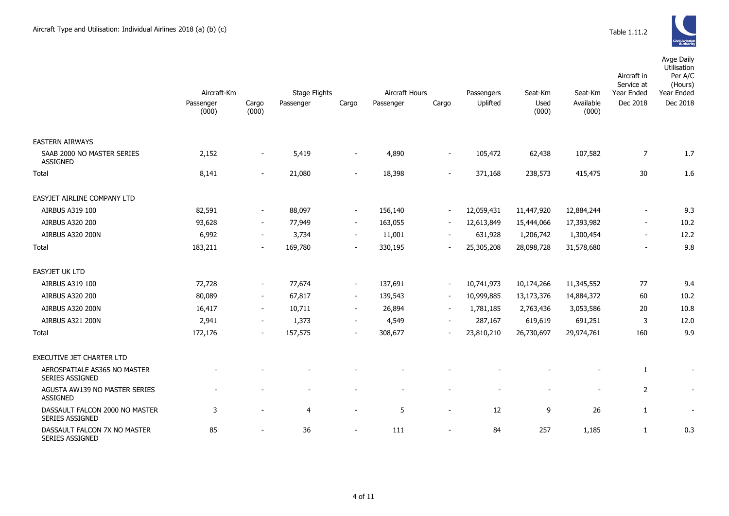# Aircraft Type and Utilisation: Individual Airlines 2018 (a) (b) (c)

Table 1.11.2

| | Aircraft-Km | | Stage Flights | | Aircraft Hours | | Passengers | Seat-Km | Seat-Km | Aircraft in Service at Year Ended | Avge Daily Utilisation Per A/C (Hours) Year Ended |
|---|---|---|---|---|---|---|---|---|---|---|---|
| | Passenger (000) | Cargo (000) | Passenger | Cargo | Passenger | Cargo | Uplifted | Used (000) | Available (000) | Dec 2018 | Dec 2018 |
| **EASTERN AIRWAYS** | | | | | | | | | | | |
| SAAB 2000 NO MASTER SERIES ASSIGNED | 2,152 | - | 5,419 | - | 4,890 | - | 105,472 | 62,438 | 107,582 | 7 | 1.7 |
| Total | 8,141 | - | 21,080 | - | 18,398 | - | 371,168 | 238,573 | 415,475 | 30 | 1.6 |
| **EASYJET AIRLINE COMPANY LTD** | | | | | | | | | | | |
| AIRBUS A319 100 | 82,591 | - | 88,097 | - | 156,140 | - | 12,059,431 | 11,447,920 | 12,884,244 | - | 9.3 |
| AIRBUS A320 200 | 93,628 | - | 77,949 | - | 163,055 | - | 12,613,849 | 15,444,066 | 17,393,982 | - | 10.2 |
| AIRBUS A320 200N | 6,992 | - | 3,734 | - | 11,001 | - | 631,928 | 1,206,742 | 1,300,454 | - | 12.2 |
| Total | 183,211 | - | 169,780 | - | 330,195 | - | 25,305,208 | 28,098,728 | 31,578,680 | - | 9.8 |
| **EASYJET UK LTD** | | | | | | | | | | | |
| AIRBUS A319 100 | 72,728 | - | 77,674 | - | 137,691 | - | 10,741,973 | 10,174,266 | 11,345,552 | 77 | 9.4 |
| AIRBUS A320 200 | 80,089 | - | 67,817 | - | 139,543 | - | 10,999,885 | 13,173,376 | 14,884,372 | 60 | 10.2 |
| AIRBUS A320 200N | 16,417 | - | 10,711 | - | 26,894 | - | 1,781,185 | 2,763,436 | 3,053,586 | 20 | 10.8 |
| AIRBUS A321 200N | 2,941 | - | 1,373 | - | 4,549 | - | 287,167 | 619,619 | 691,251 | 3 | 12.0 |
| Total | 172,176 | - | 157,575 | - | 308,677 | - | 23,810,210 | 26,730,697 | 29,974,761 | 160 | 9.9 |
| **EXECUTIVE JET CHARTER LTD** | | | | | | | | | | | |
| AEROSPATIALE AS365 NO MASTER SERIES ASSIGNED | - | - | - | - | - | - | - | - | - | 1 | - |
| AGUSTA AW139 NO MASTER SERIES ASSIGNED | - | - | - | - | - | - | - | - | - | 2 | - |
| DASSAULT FALCON 2000 NO MASTER SERIES ASSIGNED | 3 | - | 4 | - | 5 | - | 12 | 9 | 26 | 1 | - |
| DASSAULT FALCON 7X NO MASTER SERIES ASSIGNED | 85 | - | 36 | - | 111 | - | 84 | 257 | 1,185 | 1 | 0.3 |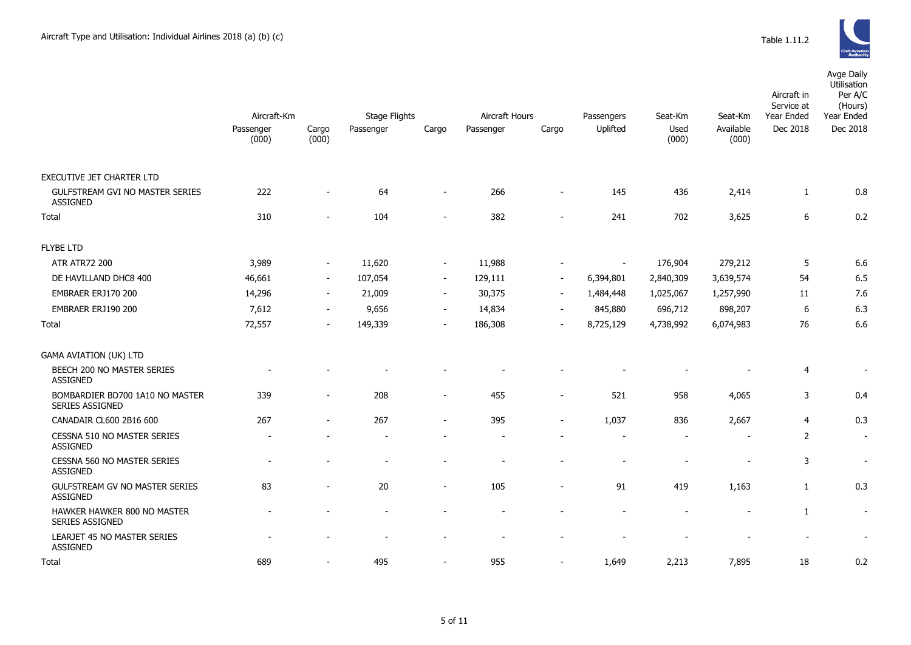Aircraft Type and Utilisation: Individual Airlines 2018 (a) (b) (c)

Table 1.11.2

| | Aircraft-Km | | Stage Flights | | Aircraft Hours | | Passengers | Seat-Km | Seat-Km | Aircraft in Service at Year Ended | Avge Daily Utilisation Per A/C (Hours) Year Ended |
|---|---|---|---|---|---|---|---|---|---|---|---|
| | Passenger (000) | Cargo (000) | Passenger | Cargo | Passenger | Cargo | Uplifted | Used (000) | Available (000) | Dec 2018 | Dec 2018 |
| EXECUTIVE JET CHARTER LTD | | | | | | | | | | | |
| GULFSTREAM GVI NO MASTER SERIES ASSIGNED | 222 | - | 64 | - | 266 | - | 145 | 436 | 2,414 | 1 | 0.8 |
| Total | 310 | - | 104 | - | 382 | - | 241 | 702 | 3,625 | 6 | 0.2 |
| FLYBE LTD | | | | | | | | | | | |
| ATR ATR72 200 | 3,989 | - | 11,620 | - | 11,988 | - | - | 176,904 | 279,212 | 5 | 6.6 |
| DE HAVILLAND DHC8 400 | 46,661 | - | 107,054 | - | 129,111 | - | 6,394,801 | 2,840,309 | 3,639,574 | 54 | 6.5 |
| EMBRAER ERJ170 200 | 14,296 | - | 21,009 | - | 30,375 | - | 1,484,448 | 1,025,067 | 1,257,990 | 11 | 7.6 |
| EMBRAER ERJ190 200 | 7,612 | - | 9,656 | - | 14,834 | - | 845,880 | 696,712 | 898,207 | 6 | 6.3 |
| Total | 72,557 | - | 149,339 | - | 186,308 | - | 8,725,129 | 4,738,992 | 6,074,983 | 76 | 6.6 |
| GAMA AVIATION (UK) LTD | | | | | | | | | | | |
| BEECH 200 NO MASTER SERIES ASSIGNED | - | - | - | - | - | - | - | - | - | 4 | - |
| BOMBARDIER BD700 1A10 NO MASTER SERIES ASSIGNED | 339 | - | 208 | - | 455 | - | 521 | 958 | 4,065 | 3 | 0.4 |
| CANADAIR CL600 2B16 600 | 267 | - | 267 | - | 395 | - | 1,037 | 836 | 2,667 | 4 | 0.3 |
| CESSNA 510 NO MASTER SERIES ASSIGNED | - | - | - | - | - | - | - | - | - | 2 | - |
| CESSNA 560 NO MASTER SERIES ASSIGNED | - | - | - | - | - | - | - | - | - | 3 | - |
| GULFSTREAM GV NO MASTER SERIES ASSIGNED | 83 | - | 20 | - | 105 | - | 91 | 419 | 1,163 | 1 | 0.3 |
| HAWKER HAWKER 800 NO MASTER SERIES ASSIGNED | - | - | - | - | - | - | - | - | - | 1 | - |
| LEARJET 45 NO MASTER SERIES ASSIGNED | - | - | - | - | - | - | - | - | - | - | - |
| Total | 689 | - | 495 | - | 955 | - | 1,649 | 2,213 | 7,895 | 18 | 0.2 |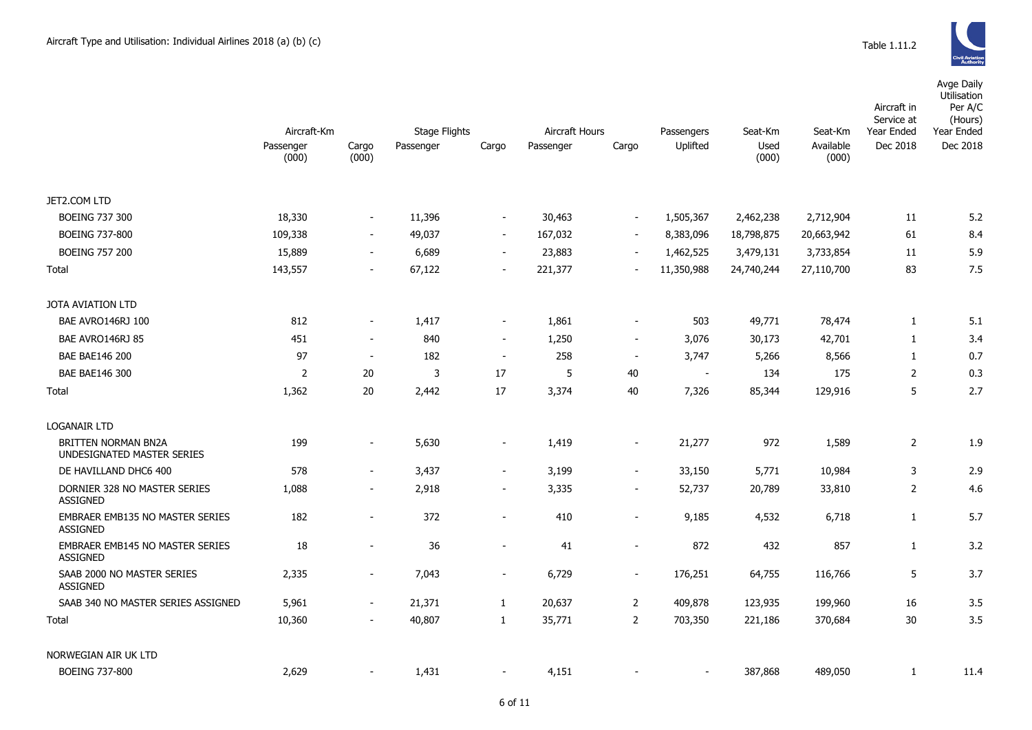Aircraft Type and Utilisation: Individual Airlines 2018 (a) (b) (c)

Table 1.11.2

| | Aircraft-Km | | Stage Flights | | Aircraft Hours | | Passengers | Seat-Km | Seat-Km | Aircraft in Service at Year Ended | Avge Daily Utilisation Per A/C (Hours) Year Ended |
|---|---|---|---|---|---|---|---|---|---|---|---|
| | Passenger (000) | Cargo (000) | Passenger | Cargo | Passenger | Cargo | Uplifted | Used (000) | Available (000) | Dec 2018 | Dec 2018 |
| JET2.COM LTD | | | | | | | | | | | |
| BOEING 737 300 | 18,330 | - | 11,396 | - | 30,463 | - | 1,505,367 | 2,462,238 | 2,712,904 | 11 | 5.2 |
| BOEING 737-800 | 109,338 | - | 49,037 | - | 167,032 | - | 8,383,096 | 18,798,875 | 20,663,942 | 61 | 8.4 |
| BOEING 757 200 | 15,889 | - | 6,689 | - | 23,883 | - | 1,462,525 | 3,479,131 | 3,733,854 | 11 | 5.9 |
| Total | 143,557 | - | 67,122 | - | 221,377 | - | 11,350,988 | 24,740,244 | 27,110,700 | 83 | 7.5 |
| JOTA AVIATION LTD | | | | | | | | | | | |
| BAE AVRO146RJ 100 | 812 | - | 1,417 | - | 1,861 | - | 503 | 49,771 | 78,474 | 1 | 5.1 |
| BAE AVRO146RJ 85 | 451 | - | 840 | - | 1,250 | - | 3,076 | 30,173 | 42,701 | 1 | 3.4 |
| BAE BAE146 200 | 97 | - | 182 | - | 258 | - | 3,747 | 5,266 | 8,566 | 1 | 0.7 |
| BAE BAE146 300 | 2 | 20 | 3 | 17 | 5 | 40 | - | 134 | 175 | 2 | 0.3 |
| Total | 1,362 | 20 | 2,442 | 17 | 3,374 | 40 | 7,326 | 85,344 | 129,916 | 5 | 2.7 |
| LOGANAIR LTD | | | | | | | | | | | |
| BRITTEN NORMAN BN2A UNDESIGNATED MASTER SERIES | 199 | - | 5,630 | - | 1,419 | - | 21,277 | 972 | 1,589 | 2 | 1.9 |
| DE HAVILLAND DHC6 400 | 578 | - | 3,437 | - | 3,199 | - | 33,150 | 5,771 | 10,984 | 3 | 2.9 |
| DORNIER 328 NO MASTER SERIES ASSIGNED | 1,088 | - | 2,918 | - | 3,335 | - | 52,737 | 20,789 | 33,810 | 2 | 4.6 |
| EMBRAER EMB135 NO MASTER SERIES ASSIGNED | 182 | - | 372 | - | 410 | - | 9,185 | 4,532 | 6,718 | 1 | 5.7 |
| EMBRAER EMB145 NO MASTER SERIES ASSIGNED | 18 | - | 36 | - | 41 | - | 872 | 432 | 857 | 1 | 3.2 |
| SAAB 2000 NO MASTER SERIES ASSIGNED | 2,335 | - | 7,043 | - | 6,729 | - | 176,251 | 64,755 | 116,766 | 5 | 3.7 |
| SAAB 340 NO MASTER SERIES ASSIGNED | 5,961 | - | 21,371 | 1 | 20,637 | 2 | 409,878 | 123,935 | 199,960 | 16 | 3.5 |
| Total | 10,360 | - | 40,807 | 1 | 35,771 | 2 | 703,350 | 221,186 | 370,684 | 30 | 3.5 |
| NORWEGIAN AIR UK LTD | | | | | | | | | | | |
| BOEING 737-800 | 2,629 | - | 1,431 | - | 4,151 | - | - | 387,868 | 489,050 | 1 | 11.4 |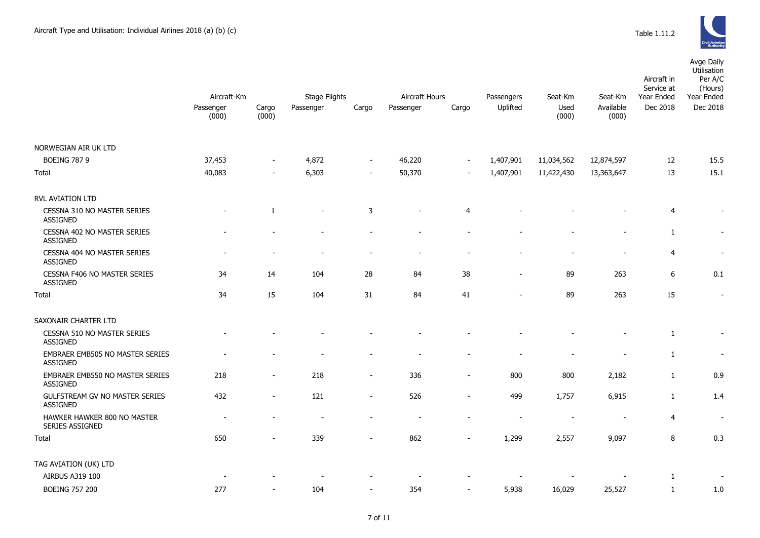Aircraft Type and Utilisation: Individual Airlines 2018 (a) (b) (c)

Table 1.11.2

| | Aircraft-Km | | Stage Flights | | Aircraft Hours | | Passengers | Seat-Km | Seat-Km | Aircraft in Service at Year Ended | Avge Daily Utilisation Per A/C (Hours) Year Ended |
|---|---|---|---|---|---|---|---|---|---|---|---|
| | Passenger (000) | Cargo (000) | Passenger | Cargo | Passenger | Cargo | Uplifted | Used (000) | Available (000) | Dec 2018 | Dec 2018 |
| NORWEGIAN AIR UK LTD | | | | | | | | | | | |
| BOEING 787 9 | 37,453 | - | 4,872 | - | 46,220 | - | 1,407,901 | 11,034,562 | 12,874,597 | 12 | 15.5 |
| Total | 40,083 | - | 6,303 | - | 50,370 | - | 1,407,901 | 11,422,430 | 13,363,647 | 13 | 15.1 |
| RVL AVIATION LTD | | | | | | | | | | | |
| CESSNA 310 NO MASTER SERIES ASSIGNED | - | 1 | - | 3 | - | 4 | - | - | - | 4 | - |
| CESSNA 402 NO MASTER SERIES ASSIGNED | - | - | - | - | - | - | - | - | - | 1 | - |
| CESSNA 404 NO MASTER SERIES ASSIGNED | - | - | - | - | - | - | - | - | - | 4 | - |
| CESSNA F406 NO MASTER SERIES ASSIGNED | 34 | 14 | 104 | 28 | 84 | 38 | - | 89 | 263 | 6 | 0.1 |
| Total | 34 | 15 | 104 | 31 | 84 | 41 | - | 89 | 263 | 15 | - |
| SAXONAIR CHARTER LTD | | | | | | | | | | | |
| CESSNA 510 NO MASTER SERIES ASSIGNED | - | - | - | - | - | - | - | - | - | 1 | - |
| EMBRAER EMB505 NO MASTER SERIES ASSIGNED | - | - | - | - | - | - | - | - | - | 1 | - |
| EMBRAER EMB550 NO MASTER SERIES ASSIGNED | 218 | - | 218 | - | 336 | - | 800 | 800 | 2,182 | 1 | 0.9 |
| GULFSTREAM GV NO MASTER SERIES ASSIGNED | 432 | - | 121 | - | 526 | - | 499 | 1,757 | 6,915 | 1 | 1.4 |
| HAWKER HAWKER 800 NO MASTER SERIES ASSIGNED | - | - | - | - | - | - | - | - | - | 4 | - |
| Total | 650 | - | 339 | - | 862 | - | 1,299 | 2,557 | 9,097 | 8 | 0.3 |
| TAG AVIATION (UK) LTD | | | | | | | | | | | |
| AIRBUS A319 100 | - | - | - | - | - | - | - | - | - | 1 | - |
| BOEING 757 200 | 277 | - | 104 | - | 354 | - | 5,938 | 16,029 | 25,527 | 1 | 1.0 |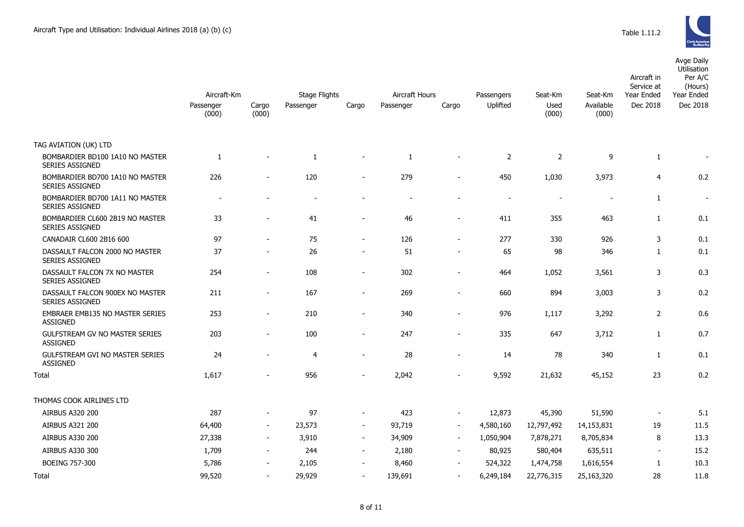Aircraft Type and Utilisation: Individual Airlines 2018 (a) (b) (c)

Table 1.11.2

| | Aircraft-Km | | Stage Flights | | Aircraft Hours | | Passengers | Seat-Km | Seat-Km | Aircraft in Service at Year Ended | Avge Daily Utilisation Per A/C (Hours) Year Ended |
|---|---|---|---|---|---|---|---|---|---|---|---|
| | Passenger (000) | Cargo (000) | Passenger | Cargo | Passenger | Cargo | Uplifted | Used (000) | Available (000) | Dec 2018 | Dec 2018 |
| TAG AVIATION (UK) LTD | | | | | | | | | | | |
| BOMBARDIER BD100 1A10 NO MASTER SERIES ASSIGNED | 1 | - | 1 | - | 1 | - | 2 | 2 | 9 | 1 | - |
| BOMBARDIER BD700 1A10 NO MASTER SERIES ASSIGNED | 226 | - | 120 | - | 279 | - | 450 | 1,030 | 3,973 | 4 | 0.2 |
| BOMBARDIER BD700 1A11 NO MASTER SERIES ASSIGNED | - | - | - | - | - | - | - | - | - | 1 | - |
| BOMBARDIER CL600 2B19 NO MASTER SERIES ASSIGNED | 33 | - | 41 | - | 46 | - | 411 | 355 | 463 | 1 | 0.1 |
| CANADAIR CL600 2B16 600 | 97 | - | 75 | - | 126 | - | 277 | 330 | 926 | 3 | 0.1 |
| DASSAULT FALCON 2000 NO MASTER SERIES ASSIGNED | 37 | - | 26 | - | 51 | - | 65 | 98 | 346 | 1 | 0.1 |
| DASSAULT FALCON 7X NO MASTER SERIES ASSIGNED | 254 | - | 108 | - | 302 | - | 464 | 1,052 | 3,561 | 3 | 0.3 |
| DASSAULT FALCON 900EX NO MASTER SERIES ASSIGNED | 211 | - | 167 | - | 269 | - | 660 | 894 | 3,003 | 3 | 0.2 |
| EMBRAER EMB135 NO MASTER SERIES ASSIGNED | 253 | - | 210 | - | 340 | - | 976 | 1,117 | 3,292 | 2 | 0.6 |
| GULFSTREAM GV NO MASTER SERIES ASSIGNED | 203 | - | 100 | - | 247 | - | 335 | 647 | 3,712 | 1 | 0.7 |
| GULFSTREAM GVI NO MASTER SERIES ASSIGNED | 24 | - | 4 | - | 28 | - | 14 | 78 | 340 | 1 | 0.1 |
| Total | 1,617 | - | 956 | - | 2,042 | - | 9,592 | 21,632 | 45,152 | 23 | 0.2 |
| THOMAS COOK AIRLINES LTD | | | | | | | | | | | |
| AIRBUS A320 200 | 287 | - | 97 | - | 423 | - | 12,873 | 45,390 | 51,590 | - | 5.1 |
| AIRBUS A321 200 | 64,400 | - | 23,573 | - | 93,719 | - | 4,580,160 | 12,797,492 | 14,153,831 | 19 | 11.5 |
| AIRBUS A330 200 | 27,338 | - | 3,910 | - | 34,909 | - | 1,050,904 | 7,878,271 | 8,705,834 | 8 | 13.3 |
| AIRBUS A330 300 | 1,709 | - | 244 | - | 2,180 | - | 80,925 | 580,404 | 635,511 | - | 15.2 |
| BOEING 757-300 | 5,786 | - | 2,105 | - | 8,460 | - | 524,322 | 1,474,758 | 1,616,554 | 1 | 10.3 |
| Total | 99,520 | - | 29,929 | - | 139,691 | - | 6,249,184 | 22,776,315 | 25,163,320 | 28 | 11.8 |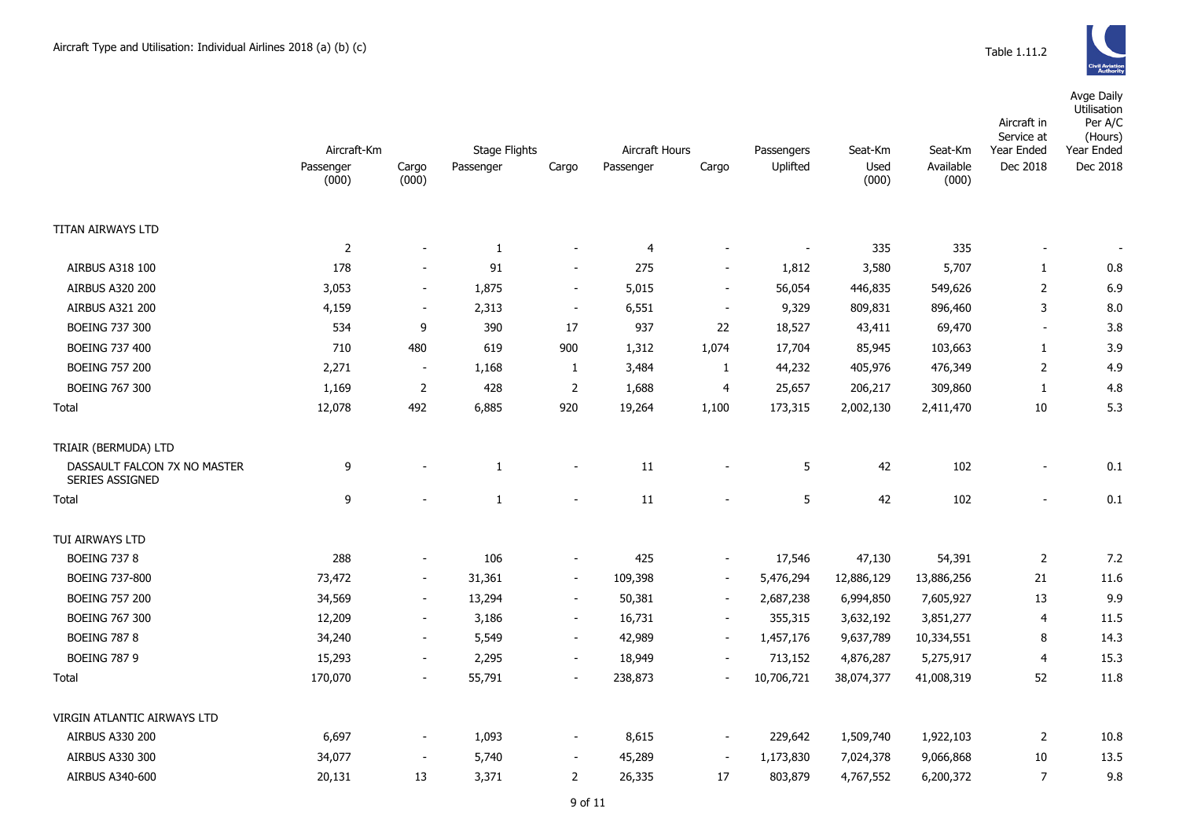Aircraft Type and Utilisation: Individual Airlines 2018 (a) (b) (c)

Table 1.11.2

| | Aircraft-Km | | Stage Flights | | Aircraft Hours | | Passengers | Seat-Km | Seat-Km | Aircraft in Service at Year Ended | Avge Daily Utilisation Per A/C (Hours) Year Ended |
|---|---|---|---|---|---|---|---|---|---|---|---|
| | Passenger (000) | Cargo (000) | Passenger | Cargo | Passenger | Cargo | Uplifted | Used (000) | Available (000) | Dec 2018 | Dec 2018 |
| TITAN AIRWAYS LTD | | | | | | | | | | | |
| | 2 | - | 1 | - | 4 | - | - | 335 | 335 | - | - |
| AIRBUS A318 100 | 178 | - | 91 | - | 275 | - | 1,812 | 3,580 | 5,707 | 1 | 0.8 |
| AIRBUS A320 200 | 3,053 | - | 1,875 | - | 5,015 | - | 56,054 | 446,835 | 549,626 | 2 | 6.9 |
| AIRBUS A321 200 | 4,159 | - | 2,313 | - | 6,551 | - | 9,329 | 809,831 | 896,460 | 3 | 8.0 |
| BOEING 737 300 | 534 | 9 | 390 | 17 | 937 | 22 | 18,527 | 43,411 | 69,470 | - | 3.8 |
| BOEING 737 400 | 710 | 480 | 619 | 900 | 1,312 | 1,074 | 17,704 | 85,945 | 103,663 | 1 | 3.9 |
| BOEING 757 200 | 2,271 | - | 1,168 | 1 | 3,484 | 1 | 44,232 | 405,976 | 476,349 | 2 | 4.9 |
| BOEING 767 300 | 1,169 | 2 | 428 | 2 | 1,688 | 4 | 25,657 | 206,217 | 309,860 | 1 | 4.8 |
| Total | 12,078 | 492 | 6,885 | 920 | 19,264 | 1,100 | 173,315 | 2,002,130 | 2,411,470 | 10 | 5.3 |
| TRIAIR (BERMUDA) LTD | | | | | | | | | | | |
| DASSAULT FALCON 7X NO MASTER SERIES ASSIGNED | 9 | - | 1 | - | 11 | - | 5 | 42 | 102 | - | 0.1 |
| Total | 9 | - | 1 | - | 11 | - | 5 | 42 | 102 | - | 0.1 |
| TUI AIRWAYS LTD | | | | | | | | | | | |
| BOEING 737 8 | 288 | - | 106 | - | 425 | - | 17,546 | 47,130 | 54,391 | 2 | 7.2 |
| BOEING 737-800 | 73,472 | - | 31,361 | - | 109,398 | - | 5,476,294 | 12,886,129 | 13,886,256 | 21 | 11.6 |
| BOEING 757 200 | 34,569 | - | 13,294 | - | 50,381 | - | 2,687,238 | 6,994,850 | 7,605,927 | 13 | 9.9 |
| BOEING 767 300 | 12,209 | - | 3,186 | - | 16,731 | - | 355,315 | 3,632,192 | 3,851,277 | 4 | 11.5 |
| BOEING 787 8 | 34,240 | - | 5,549 | - | 42,989 | - | 1,457,176 | 9,637,789 | 10,334,551 | 8 | 14.3 |
| BOEING 787 9 | 15,293 | - | 2,295 | - | 18,949 | - | 713,152 | 4,876,287 | 5,275,917 | 4 | 15.3 |
| Total | 170,070 | - | 55,791 | - | 238,873 | - | 10,706,721 | 38,074,377 | 41,008,319 | 52 | 11.8 |
| VIRGIN ATLANTIC AIRWAYS LTD | | | | | | | | | | | |
| AIRBUS A330 200 | 6,697 | - | 1,093 | - | 8,615 | - | 229,642 | 1,509,740 | 1,922,103 | 2 | 10.8 |
| AIRBUS A330 300 | 34,077 | - | 5,740 | - | 45,289 | - | 1,173,830 | 7,024,378 | 9,066,868 | 10 | 13.5 |
| AIRBUS A340-600 | 20,131 | 13 | 3,371 | 2 | 26,335 | 17 | 803,879 | 4,767,552 | 6,200,372 | 7 | 9.8 |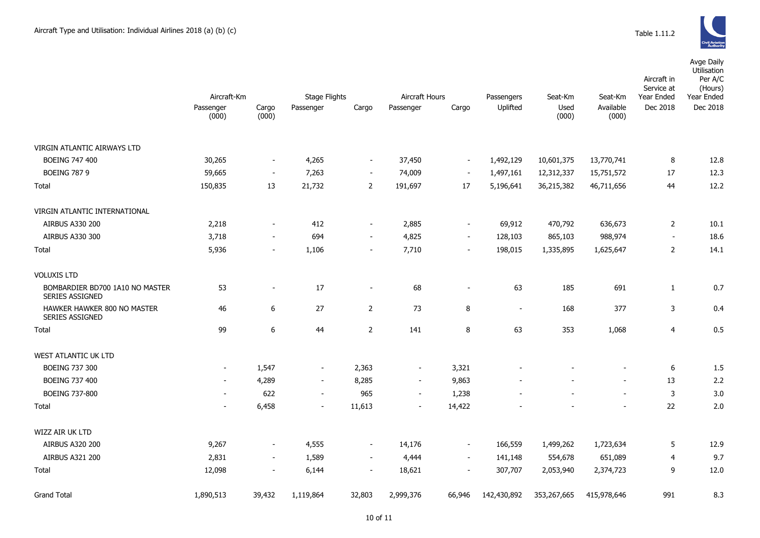Aircraft Type and Utilisation: Individual Airlines 2018 (a) (b) (c)

Table 1.11.2

| | Aircraft-Km | | Stage Flights | | Aircraft Hours | | Passengers | Seat-Km | Seat-Km | Aircraft in Service at Year Ended | Avge Daily Utilisation Per A/C (Hours) Year Ended |
|---|---|---|---|---|---|---|---|---|---|---|---|
| | Passenger (000) | Cargo (000) | Passenger | Cargo | Passenger | Cargo | Uplifted | Used (000) | Available (000) | Dec 2018 | Dec 2018 |
| VIRGIN ATLANTIC AIRWAYS LTD | | | | | | | | | | | |
| BOEING 747 400 | 30,265 | - | 4,265 | - | 37,450 | - | 1,492,129 | 10,601,375 | 13,770,741 | 8 | 12.8 |
| BOEING 787 9 | 59,665 | - | 7,263 | - | 74,009 | - | 1,497,161 | 12,312,337 | 15,751,572 | 17 | 12.3 |
| Total | 150,835 | 13 | 21,732 | 2 | 191,697 | 17 | 5,196,641 | 36,215,382 | 46,711,656 | 44 | 12.2 |
| VIRGIN ATLANTIC INTERNATIONAL | | | | | | | | | | | |
| AIRBUS A330 200 | 2,218 | - | 412 | - | 2,885 | - | 69,912 | 470,792 | 636,673 | 2 | 10.1 |
| AIRBUS A330 300 | 3,718 | - | 694 | - | 4,825 | - | 128,103 | 865,103 | 988,974 | - | 18.6 |
| Total | 5,936 | - | 1,106 | - | 7,710 | - | 198,015 | 1,335,895 | 1,625,647 | 2 | 14.1 |
| VOLUXIS LTD | | | | | | | | | | | |
| BOMBARDIER BD700 1A10 NO MASTER SERIES ASSIGNED | 53 | - | 17 | - | 68 | - | 63 | 185 | 691 | 1 | 0.7 |
| HAWKER HAWKER 800 NO MASTER SERIES ASSIGNED | 46 | 6 | 27 | 2 | 73 | 8 | - | 168 | 377 | 3 | 0.4 |
| Total | 99 | 6 | 44 | 2 | 141 | 8 | 63 | 353 | 1,068 | 4 | 0.5 |
| WEST ATLANTIC UK LTD | | | | | | | | | | | |
| BOEING 737 300 | - | 1,547 | - | 2,363 | - | 3,321 | - | - | - | 6 | 1.5 |
| BOEING 737 400 | - | 4,289 | - | 8,285 | - | 9,863 | - | - | - | 13 | 2.2 |
| BOEING 737-800 | - | 622 | - | 965 | - | 1,238 | - | - | - | 3 | 3.0 |
| Total | - | 6,458 | - | 11,613 | - | 14,422 | - | - | - | 22 | 2.0 |
| WIZZ AIR UK LTD | | | | | | | | | | | |
| AIRBUS A320 200 | 9,267 | - | 4,555 | - | 14,176 | - | 166,559 | 1,499,262 | 1,723,634 | 5 | 12.9 |
| AIRBUS A321 200 | 2,831 | - | 1,589 | - | 4,444 | - | 141,148 | 554,678 | 651,089 | 4 | 9.7 |
| Total | 12,098 | - | 6,144 | - | 18,621 | - | 307,707 | 2,053,940 | 2,374,723 | 9 | 12.0 |
| Grand Total | 1,890,513 | 39,432 | 1,119,864 | 32,803 | 2,999,376 | 66,946 | 142,430,892 | 353,267,665 | 415,978,646 | 991 | 8.3 |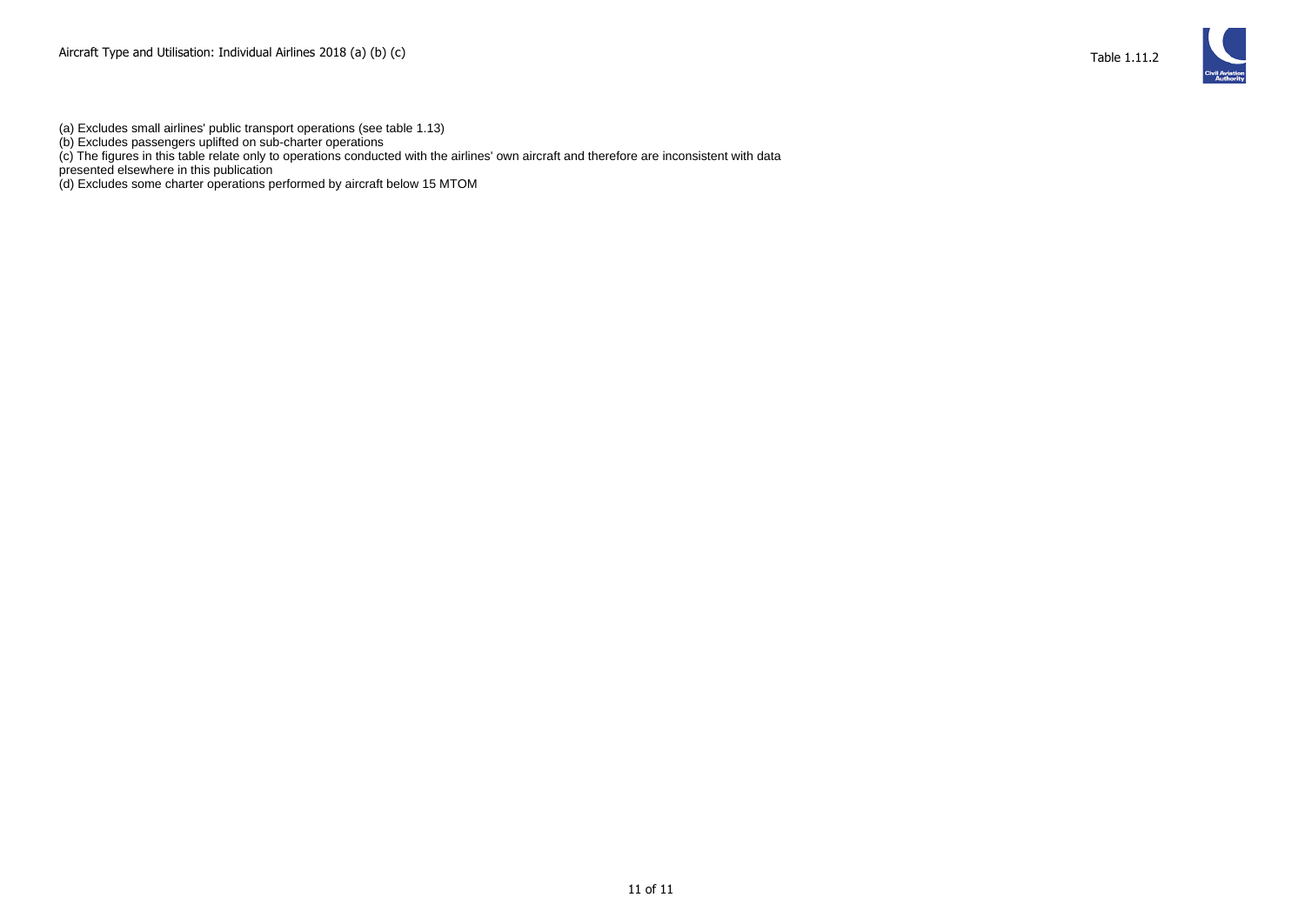Aircraft Type and Utilisation: Individual Airlines 2018 (a) (b) (c)

Table 1.11.2

(a) Excludes small airlines' public transport operations (see table 1.13)
(b) Excludes passengers uplifted on sub-charter operations
(c) The figures in this table relate only to operations conducted with the airlines' own aircraft and therefore are inconsistent with data presented elsewhere in this publication
(d) Excludes some charter operations performed by aircraft below 15 MTOM